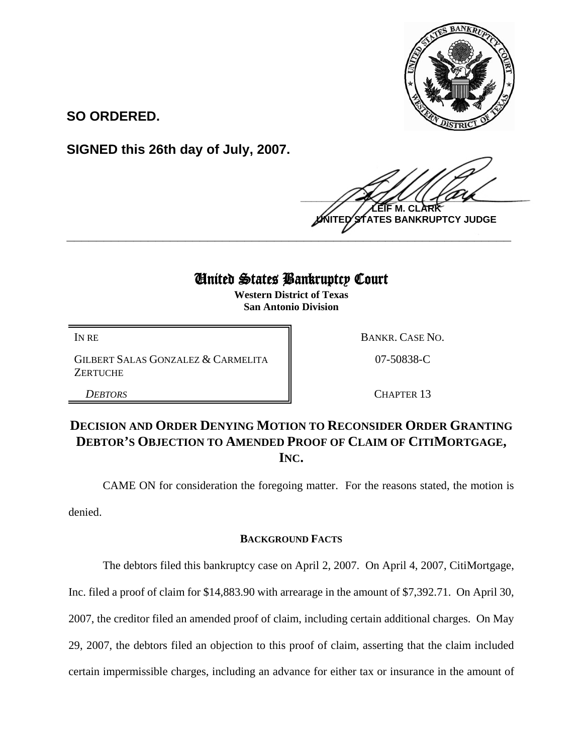**SO ORDERED.**

**SIGNED this 26th day of July, 2007.**

**LEIF M. CLARK**
**UNITED STATES BANKRUPTCY JUDGE**

---

# United States Bankruptcy Court

**Western District of Texas**
**San Antonio Division**

| IN RE | BANKR. CASE NO. |
|---|---|
| GILBERT SALAS GONZALEZ & CARMELITA ZERTUCHE | 07-50838-C |
| *DEBTORS* | CHAPTER 13 |

## DECISION AND ORDER DENYING MOTION TO RECONSIDER ORDER GRANTING DEBTOR'S OBJECTION TO AMENDED PROOF OF CLAIM OF CITIMORTGAGE, INC.

CAME ON for consideration the foregoing matter. For the reasons stated, the motion is denied.

### BACKGROUND FACTS

The debtors filed this bankruptcy case on April 2, 2007. On April 4, 2007, CitiMortgage, Inc. filed a proof of claim for $14,883.90 with arrearage in the amount of $7,392.71. On April 30, 2007, the creditor filed an amended proof of claim, including certain additional charges. On May 29, 2007, the debtors filed an objection to this proof of claim, asserting that the claim included certain impermissible charges, including an advance for either tax or insurance in the amount of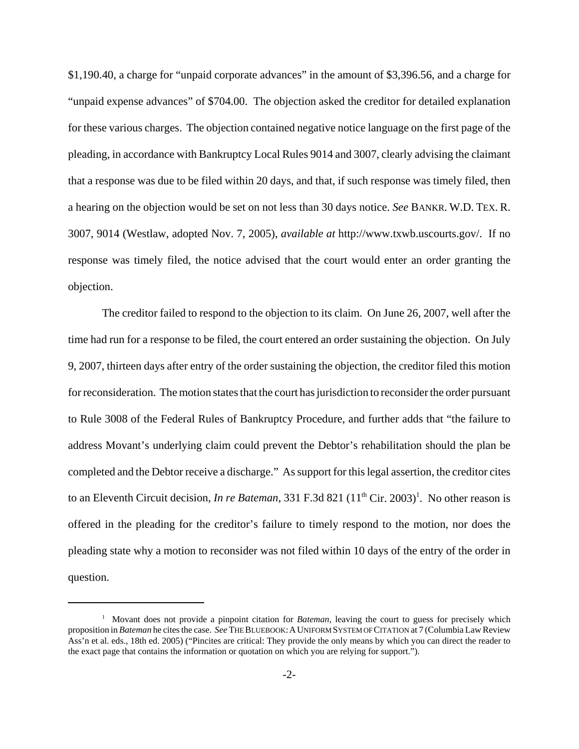$1,190.40, a charge for "unpaid corporate advances" in the amount of $3,396.56, and a charge for "unpaid expense advances" of $704.00. The objection asked the creditor for detailed explanation for these various charges. The objection contained negative notice language on the first page of the pleading, in accordance with Bankruptcy Local Rules 9014 and 3007, clearly advising the claimant that a response was due to be filed within 20 days, and that, if such response was timely filed, then a hearing on the objection would be set on not less than 30 days notice. *See* BANKR. W.D. TEX. R. 3007, 9014 (Westlaw, adopted Nov. 7, 2005), *available at* http://www.txwb.uscourts.gov/. If no response was timely filed, the notice advised that the court would enter an order granting the objection.

The creditor failed to respond to the objection to its claim. On June 26, 2007, well after the time had run for a response to be filed, the court entered an order sustaining the objection. On July 9, 2007, thirteen days after entry of the order sustaining the objection, the creditor filed this motion for reconsideration. The motion states that the court has jurisdiction to reconsider the order pursuant to Rule 3008 of the Federal Rules of Bankruptcy Procedure, and further adds that "the failure to address Movant's underlying claim could prevent the Debtor's rehabilitation should the plan be completed and the Debtor receive a discharge." As support for this legal assertion, the creditor cites to an Eleventh Circuit decision, *In re Bateman*, 331 F.3d 821 (11th Cir. 2003)[1]. No other reason is offered in the pleading for the creditor's failure to timely respond to the motion, nor does the pleading state why a motion to reconsider was not filed within 10 days of the entry of the order in question.

---

[1] Movant does not provide a pinpoint citation for *Bateman*, leaving the court to guess for precisely which proposition in *Bateman* he cites the case. *See* THE BLUEBOOK: A UNIFORM SYSTEM OF CITATION at 7 (Columbia Law Review Ass'n et al. eds., 18th ed. 2005) ("Pincites are critical: They provide the only means by which you can direct the reader to the exact page that contains the information or quotation on which you are relying for support.").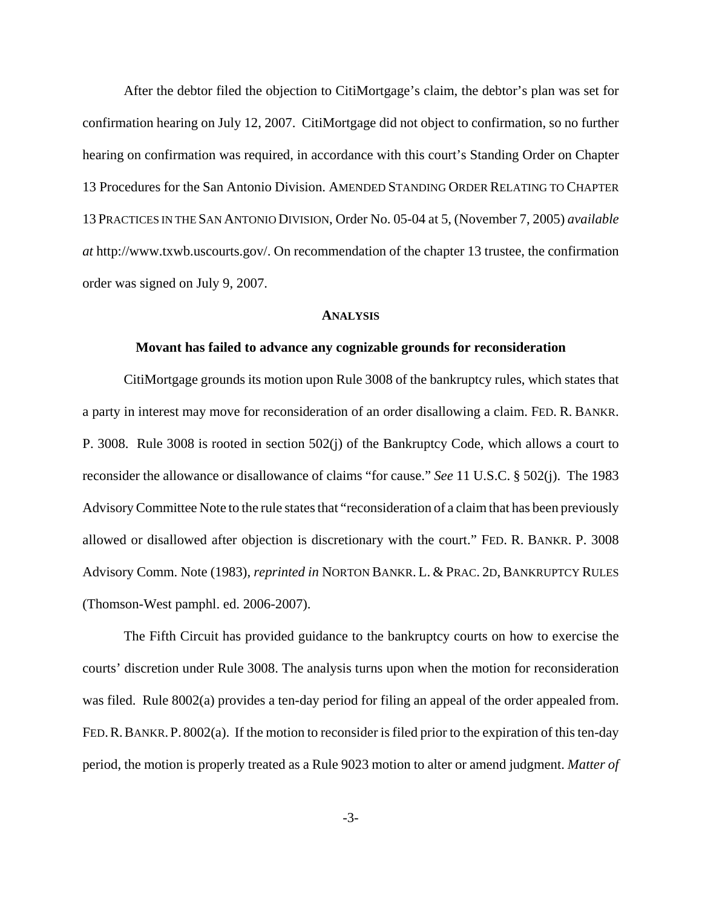After the debtor filed the objection to CitiMortgage's claim, the debtor's plan was set for confirmation hearing on July 12, 2007. CitiMortgage did not object to confirmation, so no further hearing on confirmation was required, in accordance with this court's Standing Order on Chapter 13 Procedures for the San Antonio Division. AMENDED STANDING ORDER RELATING TO CHAPTER 13 PRACTICES IN THE SAN ANTONIO DIVISION, Order No. 05-04 at 5, (November 7, 2005) *available at* http://www.txwb.uscourts.gov/. On recommendation of the chapter 13 trustee, the confirmation order was signed on July 9, 2007.

## ANALYSIS

### Movant has failed to advance any cognizable grounds for reconsideration

CitiMortgage grounds its motion upon Rule 3008 of the bankruptcy rules, which states that a party in interest may move for reconsideration of an order disallowing a claim. FED. R. BANKR. P. 3008. Rule 3008 is rooted in section 502(j) of the Bankruptcy Code, which allows a court to reconsider the allowance or disallowance of claims "for cause." *See* 11 U.S.C. § 502(j). The 1983 Advisory Committee Note to the rule states that "reconsideration of a claim that has been previously allowed or disallowed after objection is discretionary with the court." FED. R. BANKR. P. 3008 Advisory Comm. Note (1983), *reprinted in* NORTON BANKR. L. & PRAC. 2D, BANKRUPTCY RULES (Thomson-West pamphl. ed. 2006-2007).

The Fifth Circuit has provided guidance to the bankruptcy courts on how to exercise the courts' discretion under Rule 3008. The analysis turns upon when the motion for reconsideration was filed. Rule 8002(a) provides a ten-day period for filing an appeal of the order appealed from. FED. R. BANKR. P. 8002(a). If the motion to reconsider is filed prior to the expiration of this ten-day period, the motion is properly treated as a Rule 9023 motion to alter or amend judgment. *Matter of*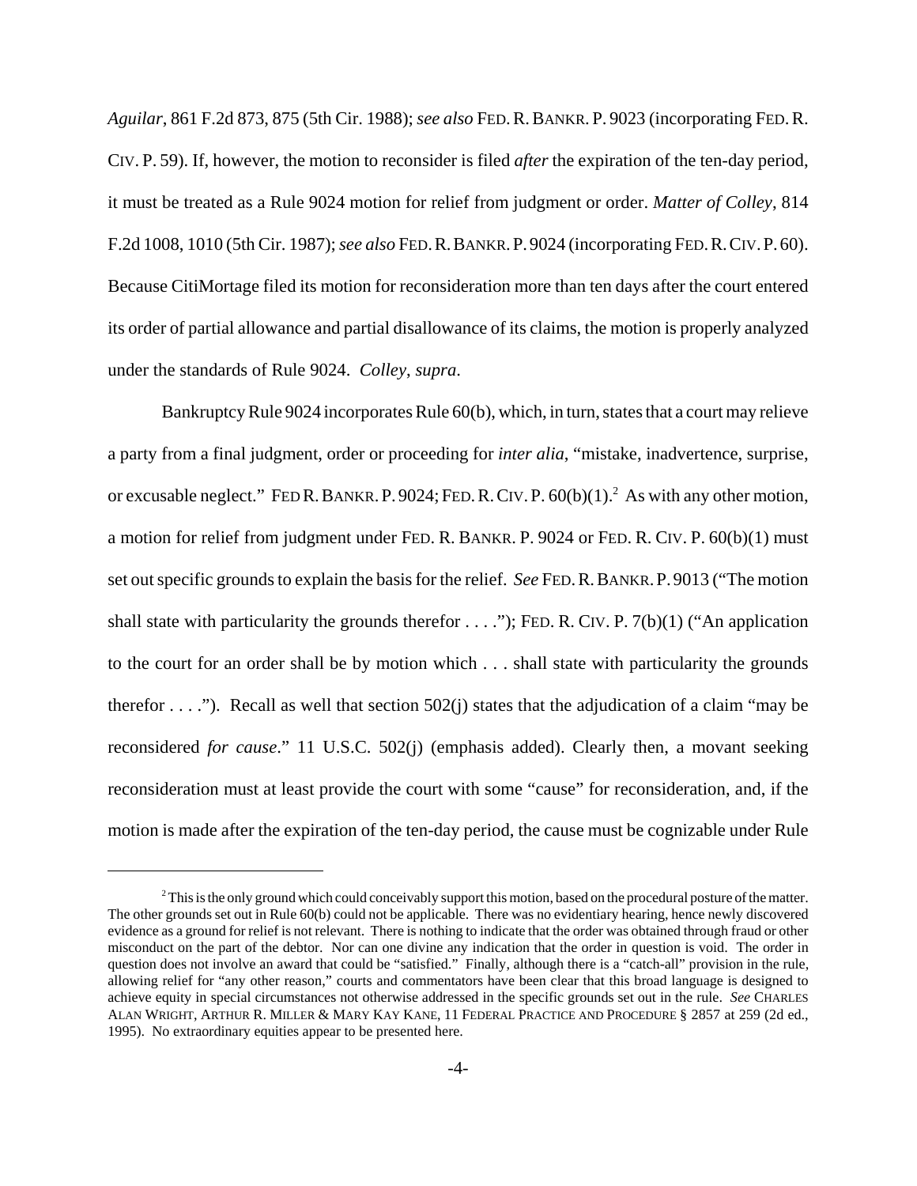*Aguilar*, 861 F.2d 873, 875 (5th Cir. 1988); *see also* FED. R. BANKR. P. 9023 (incorporating FED. R. CIV. P. 59). If, however, the motion to reconsider is filed *after* the expiration of the ten-day period, it must be treated as a Rule 9024 motion for relief from judgment or order. *Matter of Colley*, 814 F.2d 1008, 1010 (5th Cir. 1987); *see also* FED. R. BANKR. P. 9024 (incorporating FED. R. CIV. P. 60). Because CitiMortage filed its motion for reconsideration more than ten days after the court entered its order of partial allowance and partial disallowance of its claims, the motion is properly analyzed under the standards of Rule 9024. *Colley*, *supra*.

Bankruptcy Rule 9024 incorporates Rule 60(b), which, in turn, states that a court may relieve a party from a final judgment, order or proceeding for *inter alia*, "mistake, inadvertence, surprise, or excusable neglect." FED R. BANKR. P. 9024; FED. R. CIV. P. 60(b)(1).[2] As with any other motion, a motion for relief from judgment under FED. R. BANKR. P. 9024 or FED. R. CIV. P. 60(b)(1) must set out specific grounds to explain the basis for the relief. *See* FED. R. BANKR. P. 9013 ("The motion shall state with particularity the grounds therefor . . . ."); FED. R. CIV. P. 7(b)(1) ("An application to the court for an order shall be by motion which . . . shall state with particularity the grounds therefor . . . ."). Recall as well that section 502(j) states that the adjudication of a claim "may be reconsidered *for cause*." 11 U.S.C. 502(j) (emphasis added). Clearly then, a movant seeking reconsideration must at least provide the court with some "cause" for reconsideration, and, if the motion is made after the expiration of the ten-day period, the cause must be cognizable under Rule

[2] This is the only ground which could conceivably support this motion, based on the procedural posture of the matter. The other grounds set out in Rule 60(b) could not be applicable. There was no evidentiary hearing, hence newly discovered evidence as a ground for relief is not relevant. There is nothing to indicate that the order was obtained through fraud or other misconduct on the part of the debtor. Nor can one divine any indication that the order in question is void. The order in question does not involve an award that could be "satisfied." Finally, although there is a "catch-all" provision in the rule, allowing relief for "any other reason," courts and commentators have been clear that this broad language is designed to achieve equity in special circumstances not otherwise addressed in the specific grounds set out in the rule. *See* CHARLES ALAN WRIGHT, ARTHUR R. MILLER & MARY KAY KANE, 11 FEDERAL PRACTICE AND PROCEDURE § 2857 at 259 (2d ed., 1995). No extraordinary equities appear to be presented here.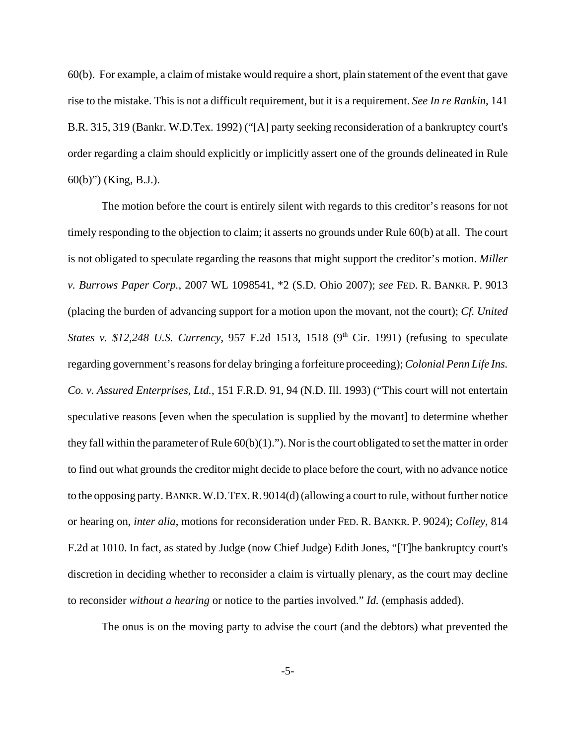60(b). For example, a claim of mistake would require a short, plain statement of the event that gave rise to the mistake. This is not a difficult requirement, but it is a requirement. *See In re Rankin*, 141 B.R. 315, 319 (Bankr. W.D.Tex. 1992) ("[A] party seeking reconsideration of a bankruptcy court's order regarding a claim should explicitly or implicitly assert one of the grounds delineated in Rule 60(b)") (King, B.J.).

The motion before the court is entirely silent with regards to this creditor's reasons for not timely responding to the objection to claim; it asserts no grounds under Rule 60(b) at all. The court is not obligated to speculate regarding the reasons that might support the creditor's motion. *Miller v. Burrows Paper Corp.*, 2007 WL 1098541, *2 (S.D. Ohio 2007); *see* FED. R. BANKR. P. 9013 (placing the burden of advancing support for a motion upon the movant, not the court); *Cf. United States v. $12,248 U.S. Currency*, 957 F.2d 1513, 1518 (9th Cir. 1991) (refusing to speculate regarding government's reasons for delay bringing a forfeiture proceeding); *Colonial Penn Life Ins. Co. v. Assured Enterprises, Ltd.*, 151 F.R.D. 91, 94 (N.D. Ill. 1993) ("This court will not entertain speculative reasons [even when the speculation is supplied by the movant] to determine whether they fall within the parameter of Rule 60(b)(1)."). Nor is the court obligated to set the matter in order to find out what grounds the creditor might decide to place before the court, with no advance notice to the opposing party. BANKR. W.D. TEX. R. 9014(d) (allowing a court to rule, without further notice or hearing on, *inter alia*, motions for reconsideration under FED. R. BANKR. P. 9024); *Colley*, 814 F.2d at 1010. In fact, as stated by Judge (now Chief Judge) Edith Jones, "[T]he bankruptcy court's discretion in deciding whether to reconsider a claim is virtually plenary, as the court may decline to reconsider *without a hearing* or notice to the parties involved." *Id.* (emphasis added).

The onus is on the moving party to advise the court (and the debtors) what prevented the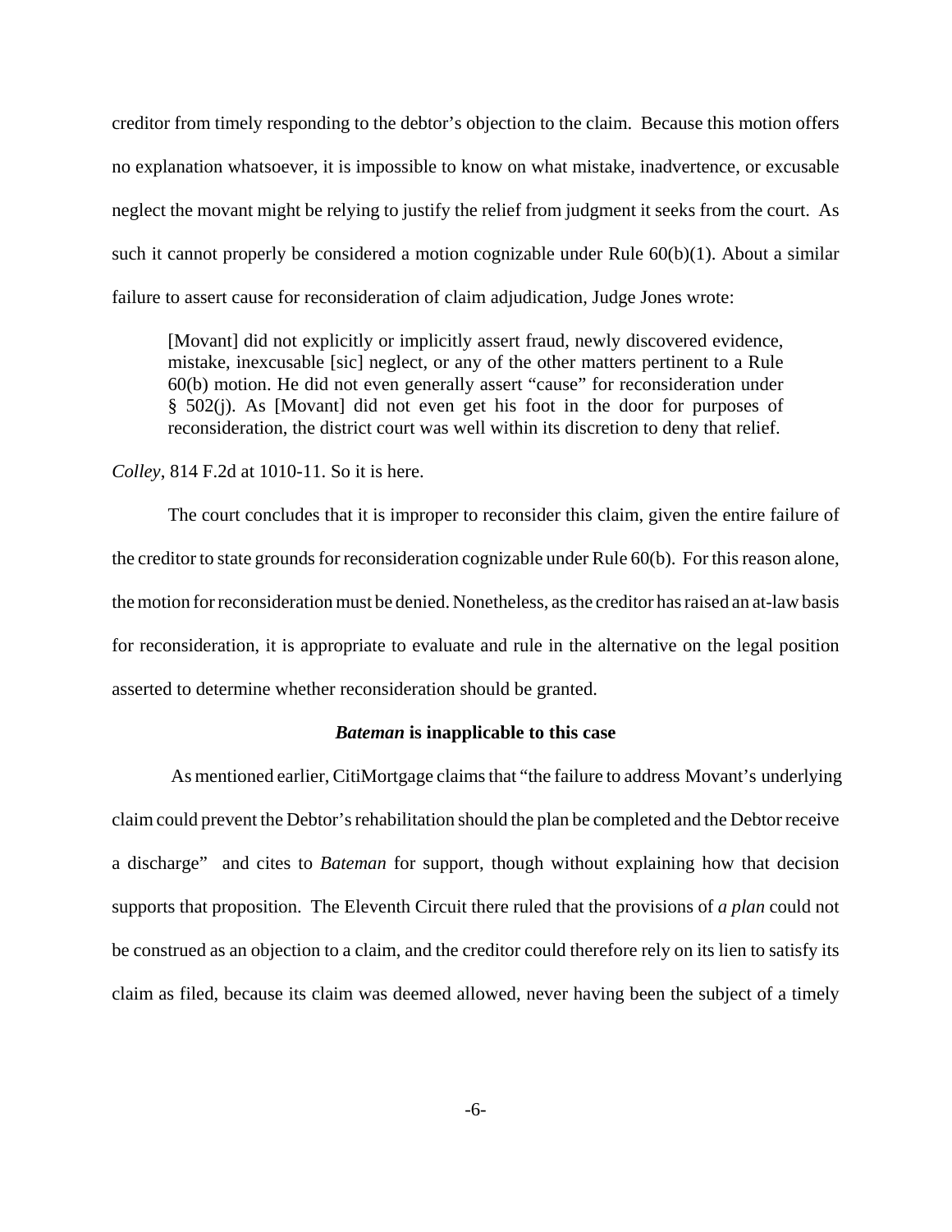creditor from timely responding to the debtor's objection to the claim. Because this motion offers no explanation whatsoever, it is impossible to know on what mistake, inadvertence, or excusable neglect the movant might be relying to justify the relief from judgment it seeks from the court. As such it cannot properly be considered a motion cognizable under Rule 60(b)(1). About a similar failure to assert cause for reconsideration of claim adjudication, Judge Jones wrote:

> [Movant] did not explicitly or implicitly assert fraud, newly discovered evidence, mistake, inexcusable [sic] neglect, or any of the other matters pertinent to a Rule 60(b) motion. He did not even generally assert "cause" for reconsideration under § 502(j). As [Movant] did not even get his foot in the door for purposes of reconsideration, the district court was well within its discretion to deny that relief.

*Colley*, 814 F.2d at 1010-11. So it is here.

The court concludes that it is improper to reconsider this claim, given the entire failure of the creditor to state grounds for reconsideration cognizable under Rule 60(b). For this reason alone, the motion for reconsideration must be denied. Nonetheless, as the creditor has raised an at-law basis for reconsideration, it is appropriate to evaluate and rule in the alternative on the legal position asserted to determine whether reconsideration should be granted.

### ***Bateman* is inapplicable to this case**

As mentioned earlier, CitiMortgage claims that "the failure to address Movant's underlying claim could prevent the Debtor's rehabilitation should the plan be completed and the Debtor receive a discharge" and cites to *Bateman* for support, though without explaining how that decision supports that proposition. The Eleventh Circuit there ruled that the provisions of *a plan* could not be construed as an objection to a claim, and the creditor could therefore rely on its lien to satisfy its claim as filed, because its claim was deemed allowed, never having been the subject of a timely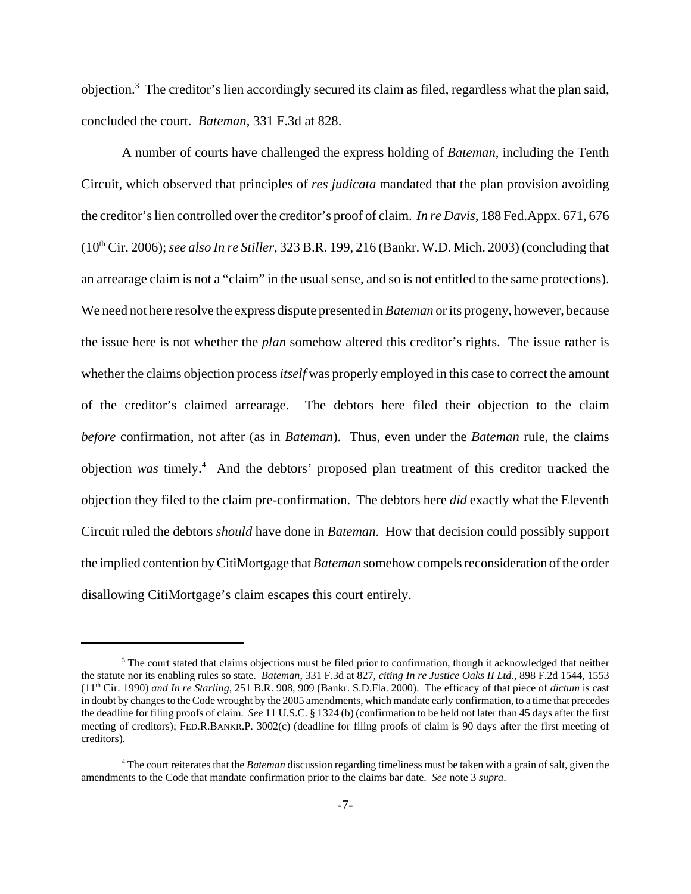objection.[3] The creditor's lien accordingly secured its claim as filed, regardless what the plan said, concluded the court. *Bateman*, 331 F.3d at 828.

A number of courts have challenged the express holding of *Bateman*, including the Tenth Circuit, which observed that principles of *res judicata* mandated that the plan provision avoiding the creditor's lien controlled over the creditor's proof of claim. *In re Davis*, 188 Fed.Appx. 671, 676 (10th Cir. 2006); *see also In re Stiller*, 323 B.R. 199, 216 (Bankr. W.D. Mich. 2003) (concluding that an arrearage claim is not a "claim" in the usual sense, and so is not entitled to the same protections). We need not here resolve the express dispute presented in *Bateman* or its progeny, however, because the issue here is not whether the *plan* somehow altered this creditor's rights. The issue rather is whether the claims objection process *itself* was properly employed in this case to correct the amount of the creditor's claimed arrearage. The debtors here filed their objection to the claim *before* confirmation, not after (as in *Bateman*). Thus, even under the *Bateman* rule, the claims objection *was* timely.[4] And the debtors' proposed plan treatment of this creditor tracked the objection they filed to the claim pre-confirmation. The debtors here *did* exactly what the Eleventh Circuit ruled the debtors *should* have done in *Bateman*. How that decision could possibly support the implied contention by CitiMortgage that *Bateman* somehow compels reconsideration of the order disallowing CitiMortgage's claim escapes this court entirely.

---

[3] The court stated that claims objections must be filed prior to confirmation, though it acknowledged that neither the statute nor its enabling rules so state. *Bateman*, 331 F.3d at 827, *citing In re Justice Oaks II Ltd.*, 898 F.2d 1544, 1553 (11th Cir. 1990) *and In re Starling*, 251 B.R. 908, 909 (Bankr. S.D.Fla. 2000). The efficacy of that piece of *dictum* is cast in doubt by changes to the Code wrought by the 2005 amendments, which mandate early confirmation, to a time that precedes the deadline for filing proofs of claim. *See* 11 U.S.C. § 1324 (b) (confirmation to be held not later than 45 days after the first meeting of creditors); FED.R.BANKR.P. 3002(c) (deadline for filing proofs of claim is 90 days after the first meeting of creditors).

[4] The court reiterates that the *Bateman* discussion regarding timeliness must be taken with a grain of salt, given the amendments to the Code that mandate confirmation prior to the claims bar date. *See* note 3 *supra*.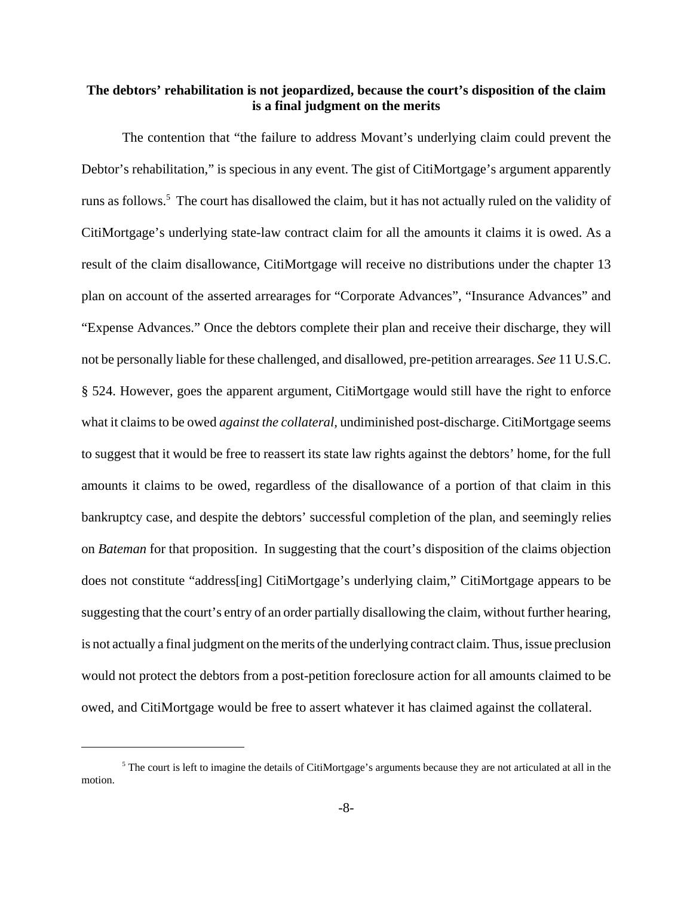**The debtors' rehabilitation is not jeopardized, because the court's disposition of the claim is a final judgment on the merits**

The contention that "the failure to address Movant's underlying claim could prevent the Debtor's rehabilitation," is specious in any event. The gist of CitiMortgage's argument apparently runs as follows.[5] The court has disallowed the claim, but it has not actually ruled on the validity of CitiMortgage's underlying state-law contract claim for all the amounts it claims it is owed. As a result of the claim disallowance, CitiMortgage will receive no distributions under the chapter 13 plan on account of the asserted arrearages for "Corporate Advances", "Insurance Advances" and "Expense Advances." Once the debtors complete their plan and receive their discharge, they will not be personally liable for these challenged, and disallowed, pre-petition arrearages. *See* 11 U.S.C. § 524. However, goes the apparent argument, CitiMortgage would still have the right to enforce what it claims to be owed *against the collateral*, undiminished post-discharge. CitiMortgage seems to suggest that it would be free to reassert its state law rights against the debtors' home, for the full amounts it claims to be owed, regardless of the disallowance of a portion of that claim in this bankruptcy case, and despite the debtors' successful completion of the plan, and seemingly relies on *Bateman* for that proposition. In suggesting that the court's disposition of the claims objection does not constitute "address[ing] CitiMortgage's underlying claim," CitiMortgage appears to be suggesting that the court's entry of an order partially disallowing the claim, without further hearing, is not actually a final judgment on the merits of the underlying contract claim. Thus, issue preclusion would not protect the debtors from a post-petition foreclosure action for all amounts claimed to be owed, and CitiMortgage would be free to assert whatever it has claimed against the collateral.

---

[5] The court is left to imagine the details of CitiMortgage's arguments because they are not articulated at all in the motion.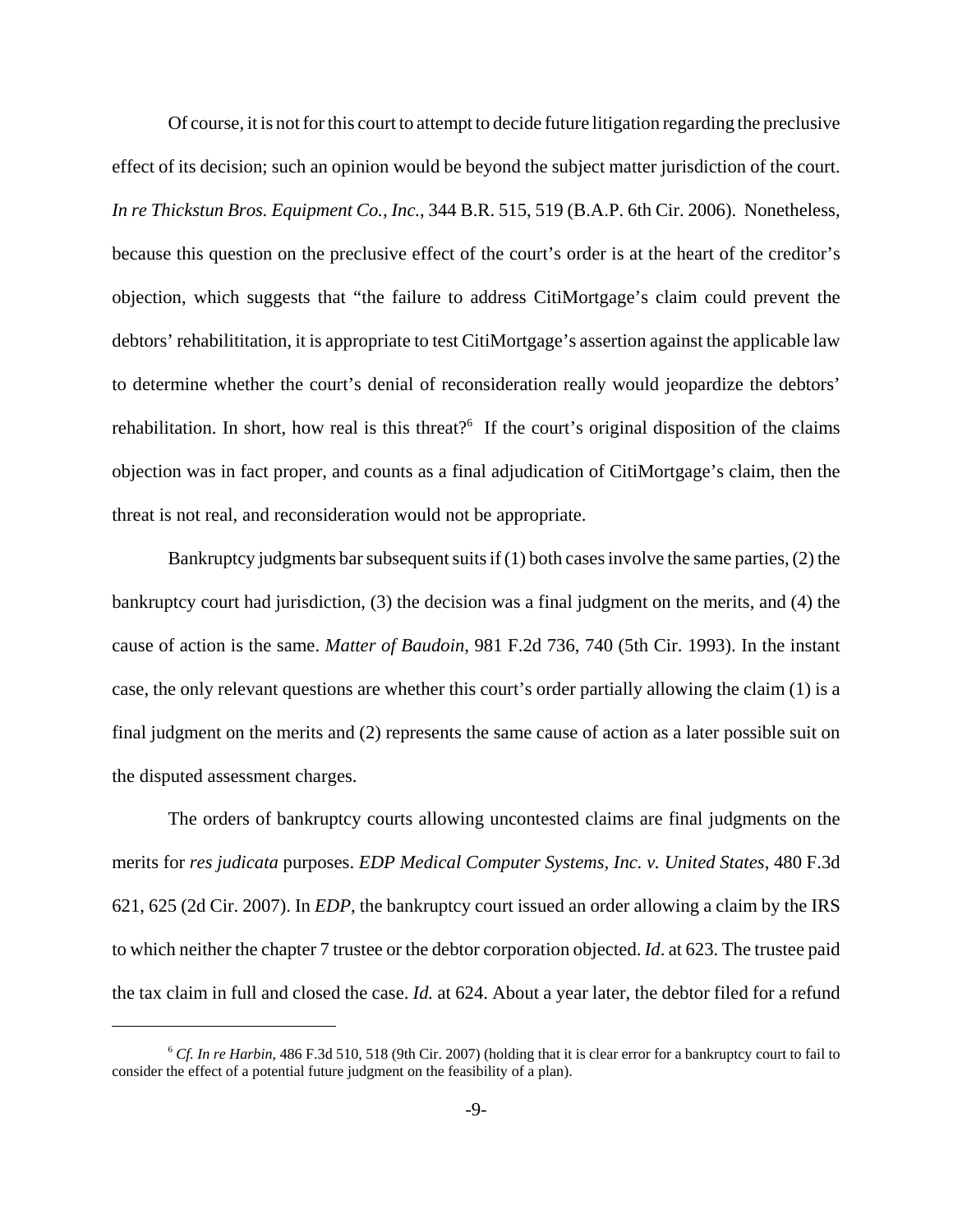Of course, it is not for this court to attempt to decide future litigation regarding the preclusive effect of its decision; such an opinion would be beyond the subject matter jurisdiction of the court. *In re Thickstun Bros. Equipment Co., Inc.*, 344 B.R. 515, 519 (B.A.P. 6th Cir. 2006). Nonetheless, because this question on the preclusive effect of the court's order is at the heart of the creditor's objection, which suggests that "the failure to address CitiMortgage's claim could prevent the debtors' rehabilititation, it is appropriate to test CitiMortgage's assertion against the applicable law to determine whether the court's denial of reconsideration really would jeopardize the debtors' rehabilitation. In short, how real is this threat?[6] If the court's original disposition of the claims objection was in fact proper, and counts as a final adjudication of CitiMortgage's claim, then the threat is not real, and reconsideration would not be appropriate.

Bankruptcy judgments bar subsequent suits if (1) both cases involve the same parties, (2) the bankruptcy court had jurisdiction, (3) the decision was a final judgment on the merits, and (4) the cause of action is the same. *Matter of Baudoin*, 981 F.2d 736, 740 (5th Cir. 1993). In the instant case, the only relevant questions are whether this court's order partially allowing the claim (1) is a final judgment on the merits and (2) represents the same cause of action as a later possible suit on the disputed assessment charges.

The orders of bankruptcy courts allowing uncontested claims are final judgments on the merits for *res judicata* purposes. *EDP Medical Computer Systems, Inc. v. United States*, 480 F.3d 621, 625 (2d Cir. 2007). In *EDP*, the bankruptcy court issued an order allowing a claim by the IRS to which neither the chapter 7 trustee or the debtor corporation objected. *Id*. at 623. The trustee paid the tax claim in full and closed the case. *Id.* at 624. About a year later, the debtor filed for a refund

[6] *Cf. In re Harbin*, 486 F.3d 510, 518 (9th Cir. 2007) (holding that it is clear error for a bankruptcy court to fail to consider the effect of a potential future judgment on the feasibility of a plan).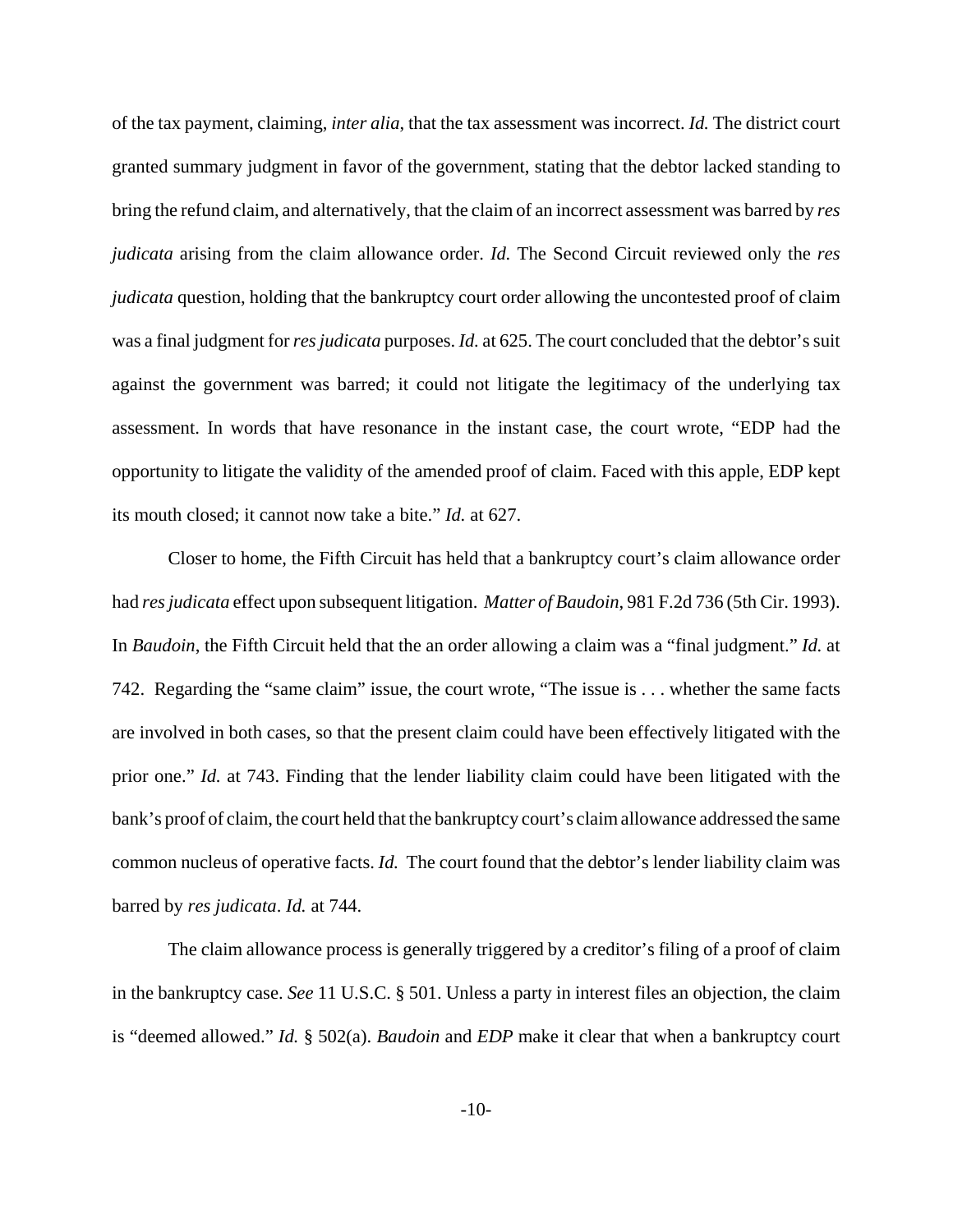of the tax payment, claiming, *inter alia*, that the tax assessment was incorrect. *Id.* The district court granted summary judgment in favor of the government, stating that the debtor lacked standing to bring the refund claim, and alternatively, that the claim of an incorrect assessment was barred by *res judicata* arising from the claim allowance order. *Id.* The Second Circuit reviewed only the *res judicata* question, holding that the bankruptcy court order allowing the uncontested proof of claim was a final judgment for *res judicata* purposes. *Id.* at 625. The court concluded that the debtor's suit against the government was barred; it could not litigate the legitimacy of the underlying tax assessment. In words that have resonance in the instant case, the court wrote, "EDP had the opportunity to litigate the validity of the amended proof of claim. Faced with this apple, EDP kept its mouth closed; it cannot now take a bite." *Id.* at 627.

Closer to home, the Fifth Circuit has held that a bankruptcy court's claim allowance order had *res judicata* effect upon subsequent litigation. *Matter of Baudoin*, 981 F.2d 736 (5th Cir. 1993). In *Baudoin*, the Fifth Circuit held that the an order allowing a claim was a "final judgment." *Id.* at 742. Regarding the "same claim" issue, the court wrote, "The issue is . . . whether the same facts are involved in both cases, so that the present claim could have been effectively litigated with the prior one." *Id.* at 743. Finding that the lender liability claim could have been litigated with the bank's proof of claim, the court held that the bankruptcy court's claim allowance addressed the same common nucleus of operative facts. *Id.* The court found that the debtor's lender liability claim was barred by *res judicata*. *Id.* at 744.

The claim allowance process is generally triggered by a creditor's filing of a proof of claim in the bankruptcy case. *See* 11 U.S.C. § 501. Unless a party in interest files an objection, the claim is "deemed allowed." *Id.* § 502(a). *Baudoin* and *EDP* make it clear that when a bankruptcy court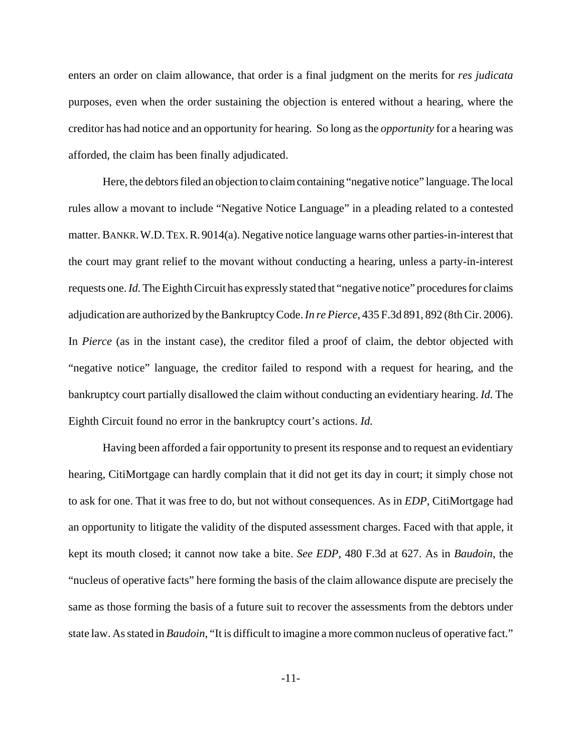enters an order on claim allowance, that order is a final judgment on the merits for *res judicata* purposes, even when the order sustaining the objection is entered without a hearing, where the creditor has had notice and an opportunity for hearing. So long as the *opportunity* for a hearing was afforded, the claim has been finally adjudicated.

Here, the debtors filed an objection to claim containing "negative notice" language. The local rules allow a movant to include "Negative Notice Language" in a pleading related to a contested matter. BANKR. W.D. TEX. R. 9014(a). Negative notice language warns other parties-in-interest that the court may grant relief to the movant without conducting a hearing, unless a party-in-interest requests one. *Id.* The Eighth Circuit has expressly stated that "negative notice" procedures for claims adjudication are authorized by the Bankruptcy Code. *In re Pierce*, 435 F.3d 891, 892 (8th Cir. 2006). In *Pierce* (as in the instant case), the creditor filed a proof of claim, the debtor objected with "negative notice" language, the creditor failed to respond with a request for hearing, and the bankruptcy court partially disallowed the claim without conducting an evidentiary hearing. *Id.* The Eighth Circuit found no error in the bankruptcy court's actions. *Id.*

Having been afforded a fair opportunity to present its response and to request an evidentiary hearing, CitiMortgage can hardly complain that it did not get its day in court; it simply chose not to ask for one. That it was free to do, but not without consequences. As in *EDP*, CitiMortgage had an opportunity to litigate the validity of the disputed assessment charges. Faced with that apple, it kept its mouth closed; it cannot now take a bite. *See EDP*, 480 F.3d at 627. As in *Baudoin*, the "nucleus of operative facts" here forming the basis of the claim allowance dispute are precisely the same as those forming the basis of a future suit to recover the assessments from the debtors under state law. As stated in *Baudoin*, "It is difficult to imagine a more common nucleus of operative fact."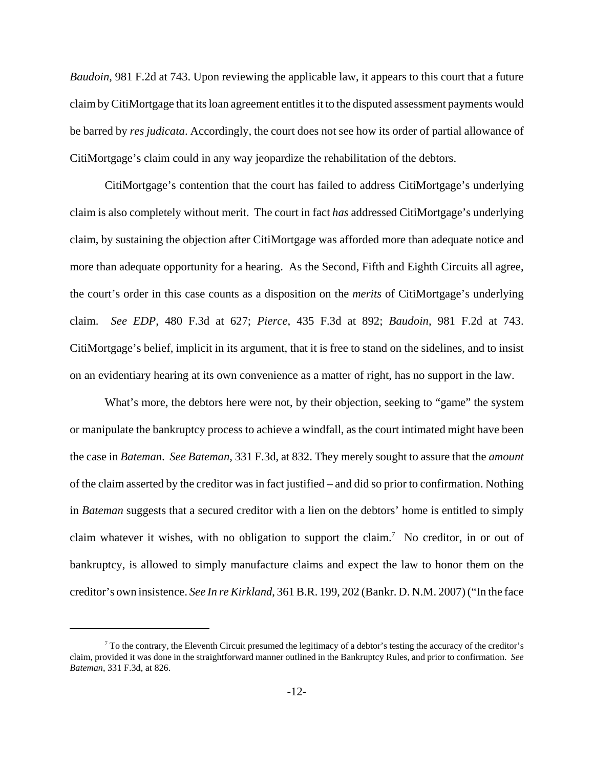*Baudoin*, 981 F.2d at 743. Upon reviewing the applicable law, it appears to this court that a future claim by CitiMortgage that its loan agreement entitles it to the disputed assessment payments would be barred by *res judicata*. Accordingly, the court does not see how its order of partial allowance of CitiMortgage's claim could in any way jeopardize the rehabilitation of the debtors.

CitiMortgage's contention that the court has failed to address CitiMortgage's underlying claim is also completely without merit. The court in fact *has* addressed CitiMortgage's underlying claim, by sustaining the objection after CitiMortgage was afforded more than adequate notice and more than adequate opportunity for a hearing. As the Second, Fifth and Eighth Circuits all agree, the court's order in this case counts as a disposition on the *merits* of CitiMortgage's underlying claim. *See EDP*, 480 F.3d at 627; *Pierce*, 435 F.3d at 892; *Baudoin*, 981 F.2d at 743. CitiMortgage's belief, implicit in its argument, that it is free to stand on the sidelines, and to insist on an evidentiary hearing at its own convenience as a matter of right, has no support in the law.

What's more, the debtors here were not, by their objection, seeking to "game" the system or manipulate the bankruptcy process to achieve a windfall, as the court intimated might have been the case in *Bateman*. *See Bateman*, 331 F.3d, at 832. They merely sought to assure that the *amount* of the claim asserted by the creditor was in fact justified – and did so prior to confirmation. Nothing in *Bateman* suggests that a secured creditor with a lien on the debtors' home is entitled to simply claim whatever it wishes, with no obligation to support the claim.[7] No creditor, in or out of bankruptcy, is allowed to simply manufacture claims and expect the law to honor them on the creditor's own insistence. *See In re Kirkland*, 361 B.R. 199, 202 (Bankr. D. N.M. 2007) ("In the face

---

[7] To the contrary, the Eleventh Circuit presumed the legitimacy of a debtor's testing the accuracy of the creditor's claim, provided it was done in the straightforward manner outlined in the Bankruptcy Rules, and prior to confirmation. *See Bateman*, 331 F.3d, at 826.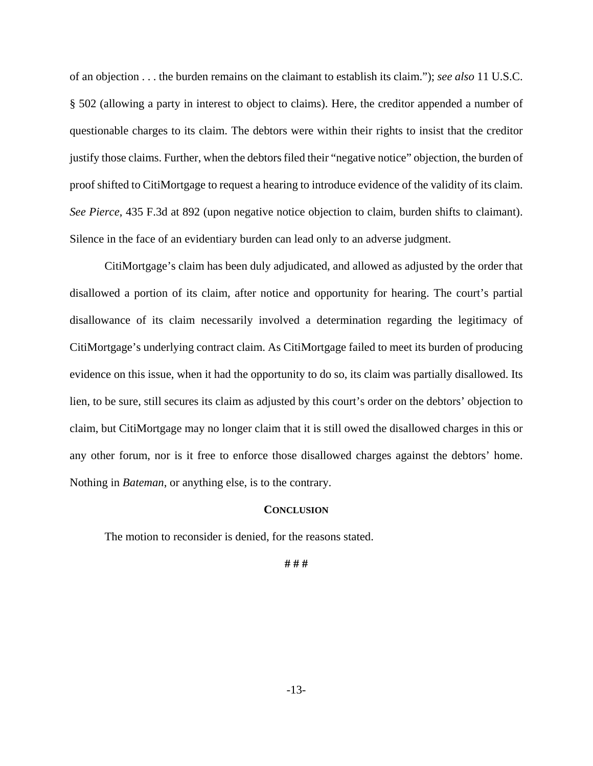of an objection . . . the burden remains on the claimant to establish its claim."); *see also* 11 U.S.C. § 502 (allowing a party in interest to object to claims). Here, the creditor appended a number of questionable charges to its claim. The debtors were within their rights to insist that the creditor justify those claims. Further, when the debtors filed their "negative notice" objection, the burden of proof shifted to CitiMortgage to request a hearing to introduce evidence of the validity of its claim. *See Pierce*, 435 F.3d at 892 (upon negative notice objection to claim, burden shifts to claimant). Silence in the face of an evidentiary burden can lead only to an adverse judgment.

CitiMortgage's claim has been duly adjudicated, and allowed as adjusted by the order that disallowed a portion of its claim, after notice and opportunity for hearing. The court's partial disallowance of its claim necessarily involved a determination regarding the legitimacy of CitiMortgage's underlying contract claim. As CitiMortgage failed to meet its burden of producing evidence on this issue, when it had the opportunity to do so, its claim was partially disallowed. Its lien, to be sure, still secures its claim as adjusted by this court's order on the debtors' objection to claim, but CitiMortgage may no longer claim that it is still owed the disallowed charges in this or any other forum, nor is it free to enforce those disallowed charges against the debtors' home. Nothing in *Bateman*, or anything else, is to the contrary.

## CONCLUSION

The motion to reconsider is denied, for the reasons stated.

**# # #**